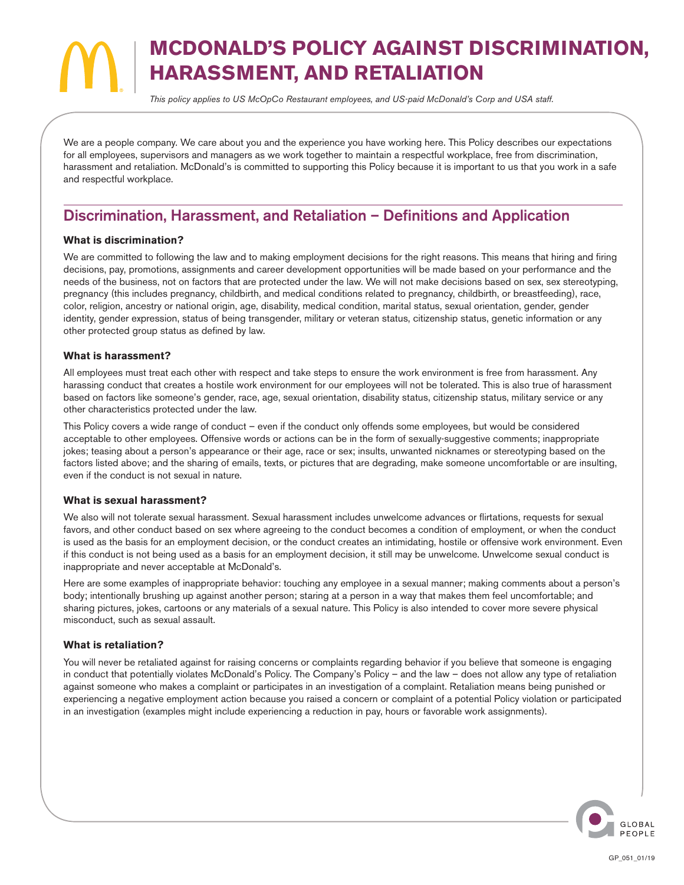# MCDONALD'S POLICY AGAINST DISCRIMINATION, HARASSMENT, AND RETALIATION

*This policy applies to US McOpCo Restaurant employees, and US-paid McDonald's Corp and USA staff.*

We are a people company. We care about you and the experience you have working here. This Policy describes our expectations for all employees, supervisors and managers as we work together to maintain a respectful workplace, free from discrimination, harassment and retaliation. McDonald's is committed to supporting this Policy because it is important to us that you work in a safe and respectful workplace.

## Discrimination, Harassment, and Retaliation – Definitions and Application

### What is discrimination?

We are committed to following the law and to making employment decisions for the right reasons. This means that hiring and firing decisions, pay, promotions, assignments and career development opportunities will be made based on your performance and the needs of the business, not on factors that are protected under the law. We will not make decisions based on sex, sex stereotyping, pregnancy (this includes pregnancy, childbirth, and medical conditions related to pregnancy, childbirth, or breastfeeding), race, color, religion, ancestry or national origin, age, disability, medical condition, marital status, sexual orientation, gender, gender identity, gender expression, status of being transgender, military or veteran status, citizenship status, genetic information or any other protected group status as defined by law.

### What is harassment?

All employees must treat each other with respect and take steps to ensure the work environment is free from harassment. Any harassing conduct that creates a hostile work environment for our employees will not be tolerated. This is also true of harassment based on factors like someone's gender, race, age, sexual orientation, disability status, citizenship status, military service or any other characteristics protected under the law.

This Policy covers a wide range of conduct – even if the conduct only offends some employees, but would be considered acceptable to other employees. Offensive words or actions can be in the form of sexually-suggestive comments; inappropriate jokes; teasing about a person's appearance or their age, race or sex; insults, unwanted nicknames or stereotyping based on the factors listed above; and the sharing of emails, texts, or pictures that are degrading, make someone uncomfortable or are insulting, even if the conduct is not sexual in nature.

### What is sexual harassment?

We also will not tolerate sexual harassment. Sexual harassment includes unwelcome advances or flirtations, requests for sexual favors, and other conduct based on sex where agreeing to the conduct becomes a condition of employment, or when the conduct is used as the basis for an employment decision, or the conduct creates an intimidating, hostile or offensive work environment. Even if this conduct is not being used as a basis for an employment decision, it still may be unwelcome. Unwelcome sexual conduct is inappropriate and never acceptable at McDonald's.

Here are some examples of inappropriate behavior: touching any employee in a sexual manner; making comments about a person's body; intentionally brushing up against another person; staring at a person in a way that makes them feel uncomfortable; and sharing pictures, jokes, cartoons or any materials of a sexual nature. This Policy is also intended to cover more severe physical misconduct, such as sexual assault.

### What is retaliation?

You will never be retaliated against for raising concerns or complaints regarding behavior if you believe that someone is engaging in conduct that potentially violates McDonald's Policy. The Company's Policy – and the law – does not allow any type of retaliation against someone who makes a complaint or participates in an investigation of a complaint. Retaliation means being punished or experiencing a negative employment action because you raised a concern or complaint of a potential Policy violation or participated in an investigation (examples might include experiencing a reduction in pay, hours or favorable work assignments).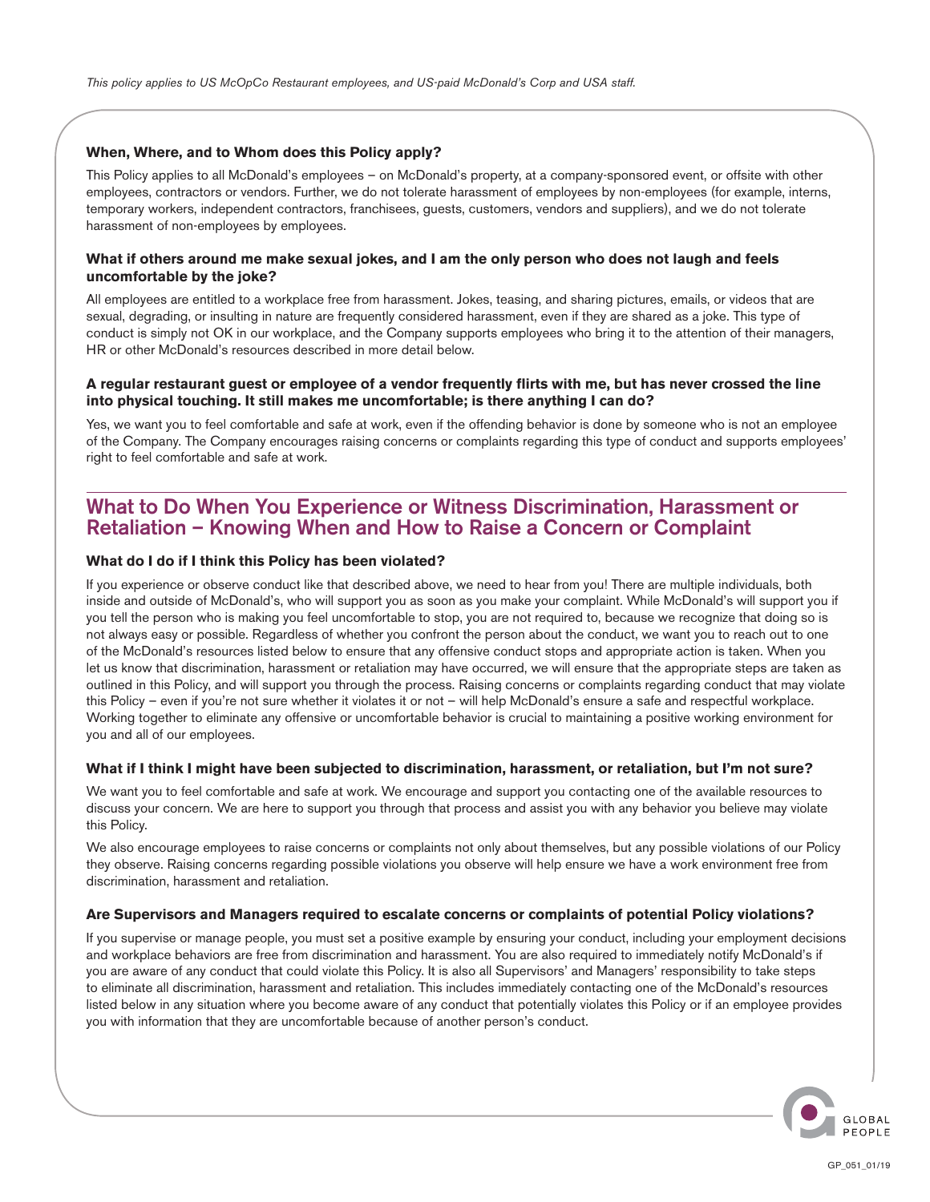*This policy applies to US McOpCo Restaurant employees, and US-paid McDonald's Corp and USA staff.*

**When, Where, and to Whom does this Policy apply?**

This Policy applies to all McDonald's employees – on McDonald's property, at a company-sponsored event, or offsite with other employees, contractors or vendors. Further, we do not tolerate harassment of employees by non-employees (for example, interns, temporary workers, independent contractors, franchisees, guests, customers, vendors and suppliers), and we do not tolerate harassment of non-employees by employees.

**What if others around me make sexual jokes, and I am the only person who does not laugh and feels uncomfortable by the joke?**

All employees are entitled to a workplace free from harassment. Jokes, teasing, and sharing pictures, emails, or videos that are sexual, degrading, or insulting in nature are frequently considered harassment, even if they are shared as a joke. This type of conduct is simply not OK in our workplace, and the Company supports employees who bring it to the attention of their managers, HR or other McDonald's resources described in more detail below.

**A regular restaurant guest or employee of a vendor frequently flirts with me, but has never crossed the line into physical touching. It still makes me uncomfortable; is there anything I can do?**

Yes, we want you to feel comfortable and safe at work, even if the offending behavior is done by someone who is not an employee of the Company. The Company encourages raising concerns or complaints regarding this type of conduct and supports employees' right to feel comfortable and safe at work.

## What to Do When You Experience or Witness Discrimination, Harassment or Retaliation – Knowing When and How to Raise a Concern or Complaint

**What do I do if I think this Policy has been violated?**

If you experience or observe conduct like that described above, we need to hear from you! There are multiple individuals, both inside and outside of McDonald's, who will support you as soon as you make your complaint. While McDonald's will support you if you tell the person who is making you feel uncomfortable to stop, you are not required to, because we recognize that doing so is not always easy or possible. Regardless of whether you confront the person about the conduct, we want you to reach out to one of the McDonald's resources listed below to ensure that any offensive conduct stops and appropriate action is taken. When you let us know that discrimination, harassment or retaliation may have occurred, we will ensure that the appropriate steps are taken as outlined in this Policy, and will support you through the process. Raising concerns or complaints regarding conduct that may violate this Policy – even if you're not sure whether it violates it or not – will help McDonald's ensure a safe and respectful workplace. Working together to eliminate any offensive or uncomfortable behavior is crucial to maintaining a positive working environment for you and all of our employees.

**What if I think I might have been subjected to discrimination, harassment, or retaliation, but I'm not sure?**

We want you to feel comfortable and safe at work. We encourage and support you contacting one of the available resources to discuss your concern. We are here to support you through that process and assist you with any behavior you believe may violate this Policy.

We also encourage employees to raise concerns or complaints not only about themselves, but any possible violations of our Policy they observe. Raising concerns regarding possible violations you observe will help ensure we have a work environment free from discrimination, harassment and retaliation.

**Are Supervisors and Managers required to escalate concerns or complaints of potential Policy violations?**

If you supervise or manage people, you must set a positive example by ensuring your conduct, including your employment decisions and workplace behaviors are free from discrimination and harassment. You are also required to immediately notify McDonald's if you are aware of any conduct that could violate this Policy. It is also all Supervisors' and Managers' responsibility to take steps to eliminate all discrimination, harassment and retaliation. This includes immediately contacting one of the McDonald's resources listed below in any situation where you become aware of any conduct that potentially violates this Policy or if an employee provides you with information that they are uncomfortable because of another person's conduct.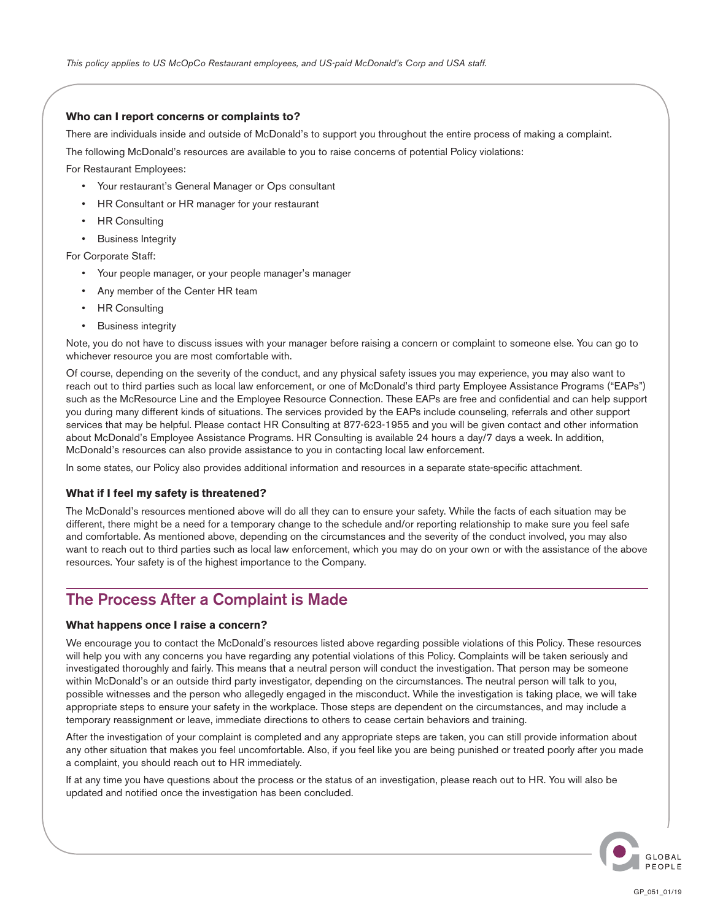*This policy applies to US McOpCo Restaurant employees, and US-paid McDonald's Corp and USA staff.*

**Who can I report concerns or complaints to?**

There are individuals inside and outside of McDonald's to support you throughout the entire process of making a complaint.

The following McDonald's resources are available to you to raise concerns of potential Policy violations:

For Restaurant Employees:

- Your restaurant's General Manager or Ops consultant
- HR Consultant or HR manager for your restaurant
- HR Consulting
- Business Integrity

For Corporate Staff:

- Your people manager, or your people manager's manager
- Any member of the Center HR team
- HR Consulting
- Business integrity

Note, you do not have to discuss issues with your manager before raising a concern or complaint to someone else. You can go to whichever resource you are most comfortable with.

Of course, depending on the severity of the conduct, and any physical safety issues you may experience, you may also want to reach out to third parties such as local law enforcement, or one of McDonald's third party Employee Assistance Programs ("EAPs") such as the McResource Line and the Employee Resource Connection. These EAPs are free and confidential and can help support you during many different kinds of situations. The services provided by the EAPs include counseling, referrals and other support services that may be helpful. Please contact HR Consulting at 877-623-1955 and you will be given contact and other information about McDonald's Employee Assistance Programs. HR Consulting is available 24 hours a day/7 days a week. In addition, McDonald's resources can also provide assistance to you in contacting local law enforcement.

In some states, our Policy also provides additional information and resources in a separate state-specific attachment.

**What if I feel my safety is threatened?**

The McDonald's resources mentioned above will do all they can to ensure your safety. While the facts of each situation may be different, there might be a need for a temporary change to the schedule and/or reporting relationship to make sure you feel safe and comfortable. As mentioned above, depending on the circumstances and the severity of the conduct involved, you may also want to reach out to third parties such as local law enforcement, which you may do on your own or with the assistance of the above resources. Your safety is of the highest importance to the Company.

## The Process After a Complaint is Made

**What happens once I raise a concern?**

We encourage you to contact the McDonald's resources listed above regarding possible violations of this Policy. These resources will help you with any concerns you have regarding any potential violations of this Policy. Complaints will be taken seriously and investigated thoroughly and fairly. This means that a neutral person will conduct the investigation. That person may be someone within McDonald's or an outside third party investigator, depending on the circumstances. The neutral person will talk to you, possible witnesses and the person who allegedly engaged in the misconduct. While the investigation is taking place, we will take appropriate steps to ensure your safety in the workplace. Those steps are dependent on the circumstances, and may include a temporary reassignment or leave, immediate directions to others to cease certain behaviors and training.

After the investigation of your complaint is completed and any appropriate steps are taken, you can still provide information about any other situation that makes you feel uncomfortable. Also, if you feel like you are being punished or treated poorly after you made a complaint, you should reach out to HR immediately.

If at any time you have questions about the process or the status of an investigation, please reach out to HR. You will also be updated and notified once the investigation has been concluded.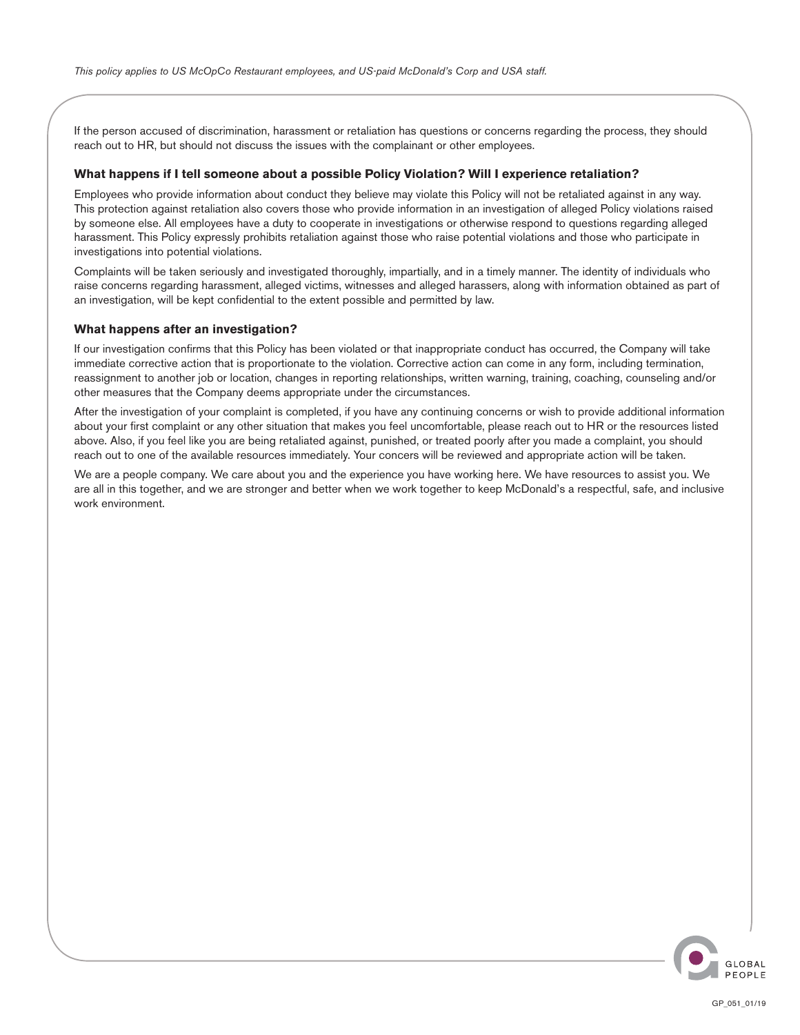If the person accused of discrimination, harassment or retaliation has questions or concerns regarding the process, they should reach out to HR, but should not discuss the issues with the complainant or other employees.

### What happens if I tell someone about a possible Policy Violation? Will I experience retaliation?

Employees who provide information about conduct they believe may violate this Policy will not be retaliated against in any way. This protection against retaliation also covers those who provide information in an investigation of alleged Policy violations raised by someone else. All employees have a duty to cooperate in investigations or otherwise respond to questions regarding alleged harassment. This Policy expressly prohibits retaliation against those who raise potential violations and those who participate in investigations into potential violations.

Complaints will be taken seriously and investigated thoroughly, impartially, and in a timely manner. The identity of individuals who raise concerns regarding harassment, alleged victims, witnesses and alleged harassers, along with information obtained as part of an investigation, will be kept confidential to the extent possible and permitted by law.

### What happens after an investigation?

If our investigation confirms that this Policy has been violated or that inappropriate conduct has occurred, the Company will take immediate corrective action that is proportionate to the violation. Corrective action can come in any form, including termination, reassignment to another job or location, changes in reporting relationships, written warning, training, coaching, counseling and/or other measures that the Company deems appropriate under the circumstances.

After the investigation of your complaint is completed, if you have any continuing concerns or wish to provide additional information about your first complaint or any other situation that makes you feel uncomfortable, please reach out to HR or the resources listed above. Also, if you feel like you are being retaliated against, punished, or treated poorly after you made a complaint, you should reach out to one of the available resources immediately. Your concers will be reviewed and appropriate action will be taken.

We are a people company. We care about you and the experience you have working here. We have resources to assist you. We are all in this together, and we are stronger and better when we work together to keep McDonald's a respectful, safe, and inclusive work environment.

GP_051_01/19